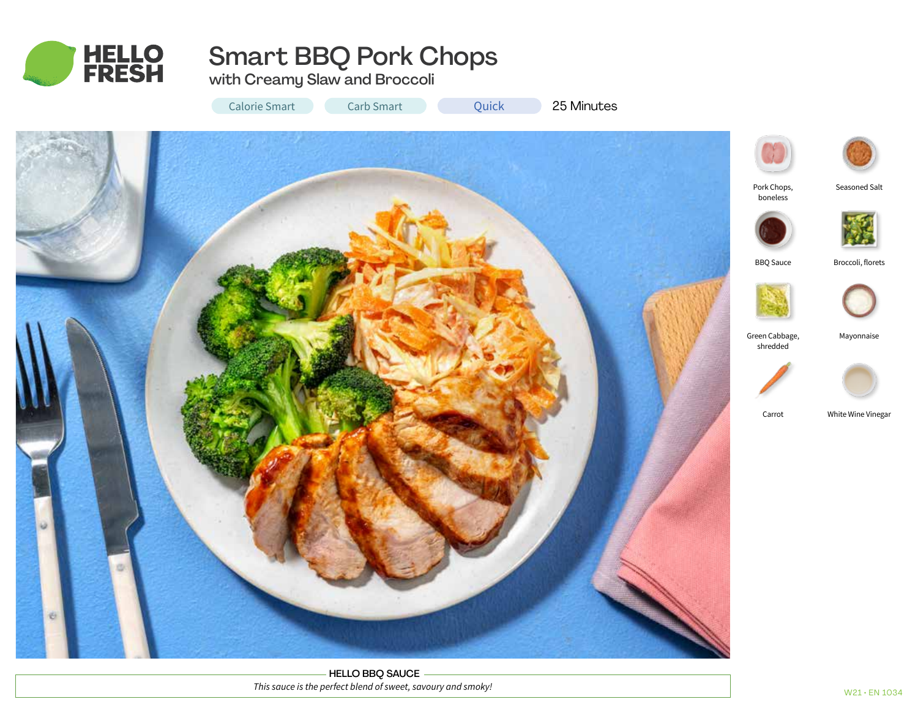# Smart BBQ Pork Chops

## with Creamy Slaw and Broccoli

Calorie Smart | Carb Smart | Quick | 25 Minutes

- Pork Chops, boneless
- Seasoned Salt
- BBQ Sauce
- Broccoli, florets
- Green Cabbage, shredded
- Mayonnaise
- Carrot
- White Wine Vinegar

**HELLO BBQ SAUCE**

*This sauce is the perfect blend of sweet, savoury and smoky!*

W21 · EN 1034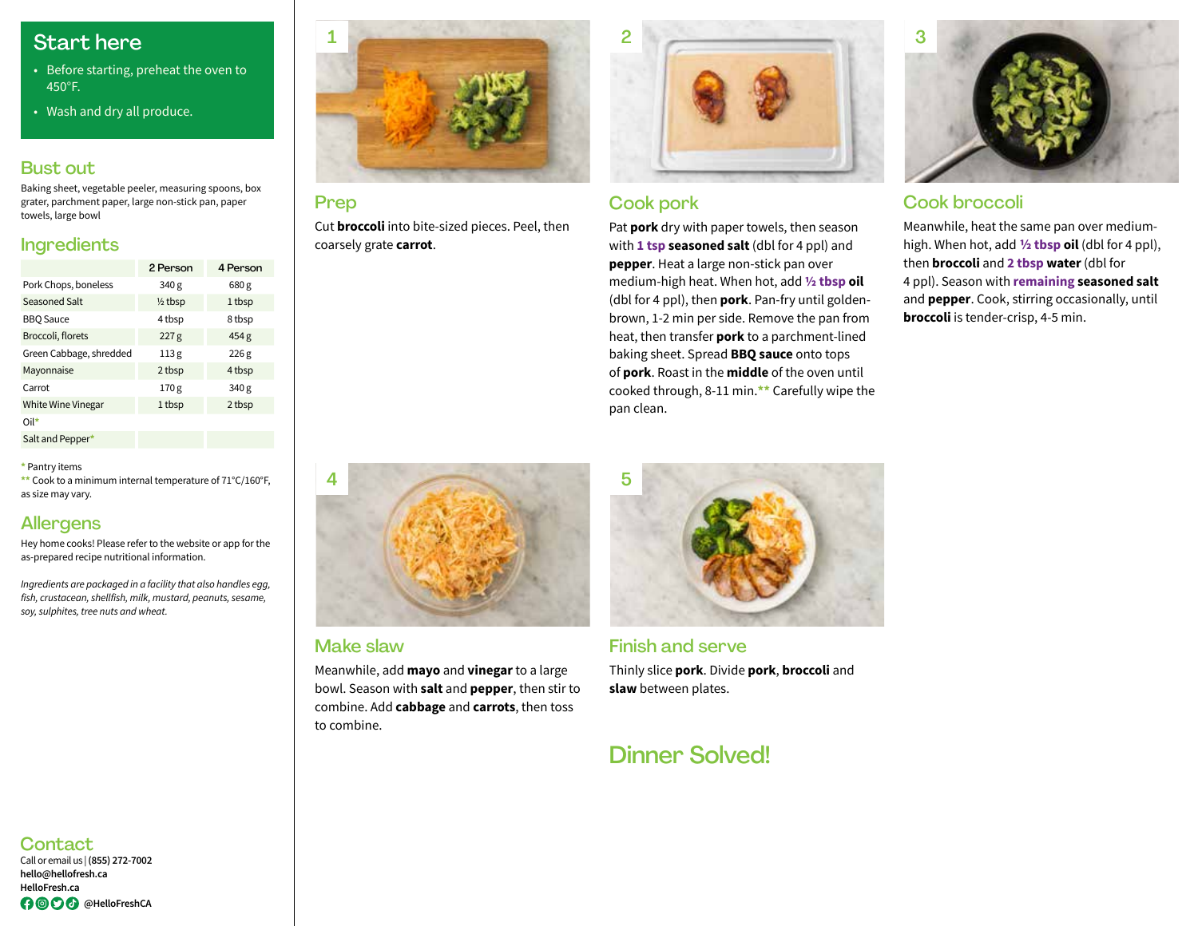## Start here

- Before starting, preheat the oven to 450°F.
- Wash and dry all produce.

## Bust out

Baking sheet, vegetable peeler, measuring spoons, box grater, parchment paper, large non-stick pan, paper towels, large bowl

## Ingredients

| | 2 Person | 4 Person |
|---|---|---|
| Pork Chops, boneless | 340 g | 680 g |
| Seasoned Salt | ½ tbsp | 1 tbsp |
| BBQ Sauce | 4 tbsp | 8 tbsp |
| Broccoli, florets | 227 g | 454 g |
| Green Cabbage, shredded | 113 g | 226 g |
| Mayonnaise | 2 tbsp | 4 tbsp |
| Carrot | 170 g | 340 g |
| White Wine Vinegar | 1 tbsp | 2 tbsp |
| Oil* | | |
| Salt and Pepper* | | |

\* Pantry items

** Cook to a minimum internal temperature of 71°C/160°F, as size may vary.

## Allergens

Hey home cooks! Please refer to the website or app for the as-prepared recipe nutritional information.

*Ingredients are packaged in a facility that also handles egg, fish, crustacean, shellfish, milk, mustard, peanuts, sesame, soy, sulphites, tree nuts and wheat.*

## Contact

Call or email us | **(855) 272-7002**
**hello@hellofresh.ca**
**HelloFresh.ca**
**@HelloFreshCA**

## 1 Prep

Cut **broccoli** into bite-sized pieces. Peel, then coarsely grate **carrot**.

## 2 Cook pork

Pat **pork** dry with paper towels, then season with **1 tsp seasoned salt** (dbl for 4 ppl) and **pepper**. Heat a large non-stick pan over medium-high heat. When hot, add **½ tbsp oil** (dbl for 4 ppl), then **pork**. Pan-fry until golden-brown, 1-2 min per side. Remove the pan from heat, then transfer **pork** to a parchment-lined baking sheet. Spread **BBQ sauce** onto tops of **pork**. Roast in the **middle** of the oven until cooked through, 8-11 min.** Carefully wipe the pan clean.

## 3 Cook broccoli

Meanwhile, heat the same pan over medium-high. When hot, add **½ tbsp oil** (dbl for 4 ppl), then **broccoli** and **2 tbsp water** (dbl for 4 ppl). Season with **remaining seasoned salt** and **pepper**. Cook, stirring occasionally, until **broccoli** is tender-crisp, 4-5 min.

## 4 Make slaw

Meanwhile, add **mayo** and **vinegar** to a large bowl. Season with **salt** and **pepper**, then stir to combine. Add **cabbage** and **carrots**, then toss to combine.

## 5 Finish and serve

Thinly slice **pork**. Divide **pork**, **broccoli** and **slaw** between plates.

## Dinner Solved!